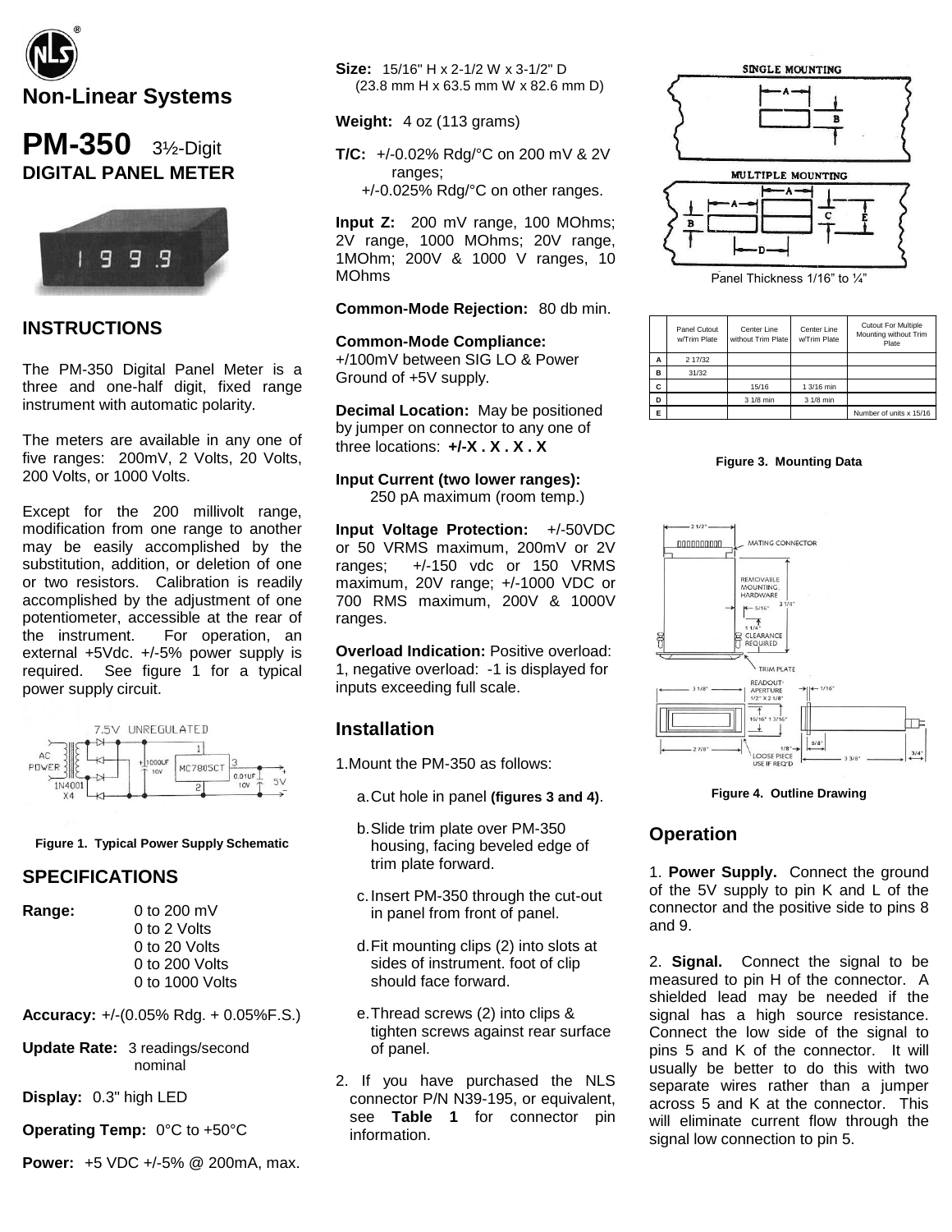# Non-Linear Systems

# PM-350 3½-Digit DIGITAL PANEL METER

## INSTRUCTIONS

The PM-350 Digital Panel Meter is a three and one-half digit, fixed range instrument with automatic polarity.

The meters are available in any one of five ranges: 200mV, 2 Volts, 20 Volts, 200 Volts, or 1000 Volts.

Except for the 200 millivolt range, modification from one range to another may be easily accomplished by the substitution, addition, or deletion of one or two resistors. Calibration is readily accomplished by the adjustment of one potentiometer, accessible at the rear of the instrument. For operation, an external +5Vdc. +/-5% power supply is required. See figure 1 for a typical power supply circuit.

**Figure 1. Typical Power Supply Schematic**

## SPECIFICATIONS

**Range:** 0 to 200 mV
0 to 2 Volts
0 to 20 Volts
0 to 200 Volts
0 to 1000 Volts

**Accuracy:** +/-(0.05% Rdg. + 0.05%F.S.)

**Update Rate:** 3 readings/second nominal

**Display:** 0.3" high LED

**Operating Temp:** 0°C to +50°C

**Power:** +5 VDC +/-5% @ 200mA, max.

**Size:** 15/16" H x 2-1/2 W x 3-1/2" D (23.8 mm H x 63.5 mm W x 82.6 mm D)

**Weight:** 4 oz (113 grams)

**T/C:** +/-0.02% Rdg/°C on 200 mV & 2V ranges;
+/-0.025% Rdg/°C on other ranges.

**Input Z:** 200 mV range, 100 MOhms; 2V range, 1000 MOhms; 20V range, 1MOhm; 200V & 1000 V ranges, 10 MOhms

**Common-Mode Rejection:** 80 db min.

**Common-Mode Compliance:** +/100mV between SIG LO & Power Ground of +5V supply.

**Decimal Location:** May be positioned by jumper on connector to any one of three locations: **+/-X . X . X . X**

**Input Current (two lower ranges):** 250 pA maximum (room temp.)

**Input Voltage Protection:** +/-50VDC or 50 VRMS maximum, 200mV or 2V ranges; +/-150 vdc or 150 VRMS maximum, 20V range; +/-1000 VDC or 700 RMS maximum, 200V & 1000V ranges.

**Overload Indication:** Positive overload: 1, negative overload: -1 is displayed for inputs exceeding full scale.

## Installation

1. Mount the PM-350 as follows:

   a. Cut hole in panel **(figures 3 and 4)**.

   b. Slide trim plate over PM-350 housing, facing beveled edge of trim plate forward.

   c. Insert PM-350 through the cut-out in panel from front of panel.

   d. Fit mounting clips (2) into slots at sides of instrument. foot of clip should face forward.

   e. Thread screws (2) into clips & tighten screws against rear surface of panel.

2. If you have purchased the NLS connector P/N N39-195, or equivalent, see **Table 1** for connector pin information.

Panel Thickness 1/16" to ¼"

| | Panel Cutout w/Trim Plate | Center Line without Trim Plate | Center Line w/Trim Plate | Cutout For Multiple Mounting without Trim Plate |
|---|---|---|---|---|
| A | 2 17/32 | | | |
| B | 31/32 | | | |
| C | | 15/16 | 1 3/16 min | |
| D | | 3 1/8 min | 3 1/8 min | |
| E | | | | Number of units x 15/16 |

**Figure 3. Mounting Data**

**Figure 4. Outline Drawing**

## Operation

1. **Power Supply.** Connect the ground of the 5V supply to pin K and L of the connector and the positive side to pins 8 and 9.

2. **Signal.** Connect the signal to be measured to pin H of the connector. A shielded lead may be needed if the signal has a high source resistance. Connect the low side of the signal to pins 5 and K of the connector. It will usually be better to do this with two separate wires rather than a jumper across 5 and K at the connector. This will eliminate current flow through the signal low connection to pin 5.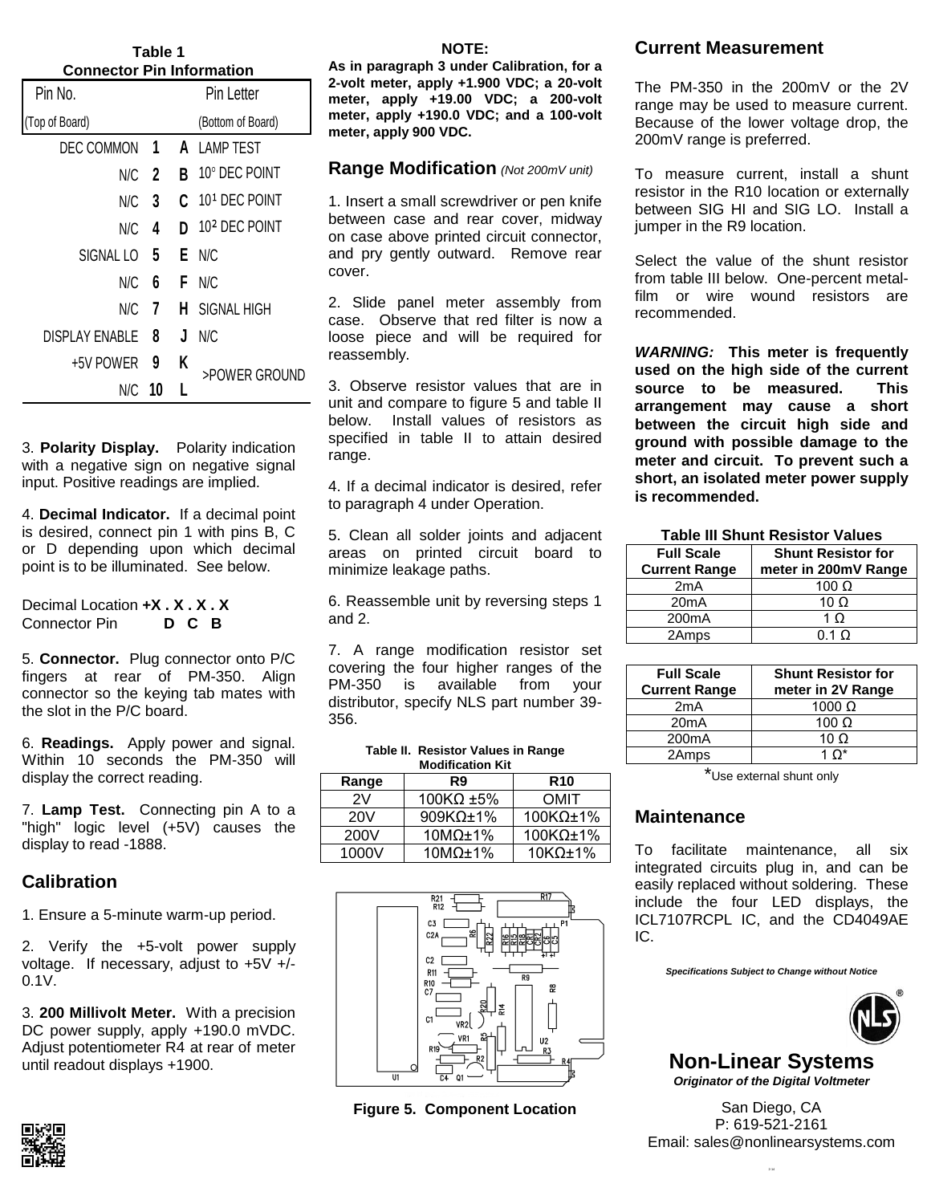**Table 1**
**Connector Pin Information**

| Pin No. (Top of Board) | | | Pin Letter (Bottom of Board) |
|---|---|---|---|
| DEC COMMON | 1 | A | LAMP TEST |
| N/C | 2 | B | $10^0$ DEC POINT |
| N/C | 3 | C | $10^1$ DEC POINT |
| N/C | 4 | D | $10^2$ DEC POINT |
| SIGNAL LO | 5 | E | N/C |
| N/C | 6 | F | N/C |
| N/C | 7 | H | SIGNAL HIGH |
| DISPLAY ENABLE | 8 | J | N/C |
| +5V POWER | 9 | K | >POWER GROUND |
| N/C | 10 | L | |

3. **Polarity Display.** Polarity indication with a negative sign on negative signal input. Positive readings are implied.

4. **Decimal Indicator.** If a decimal point is desired, connect pin 1 with pins B, C or D depending upon which decimal point is to be illuminated. See below.

Decimal Location **+X . X . X . X**
Connector Pin **D C B**

5. **Connector.** Plug connector onto P/C fingers at rear of PM-350. Align connector so the keying tab mates with the slot in the P/C board.

6. **Readings.** Apply power and signal. Within 10 seconds the PM-350 will display the correct reading.

7. **Lamp Test.** Connecting pin A to a "high" logic level (+5V) causes the display to read -1888.

## Calibration

1. Ensure a 5-minute warm-up period.

2. Verify the +5-volt power supply voltage. If necessary, adjust to +5V +/- 0.1V.

3. **200 Millivolt Meter.** With a precision DC power supply, apply +190.0 mVDC. Adjust potentiometer R4 at rear of meter until readout displays +1900.

**NOTE:**
**As in paragraph 3 under Calibration, for a 2-volt meter, apply +1.900 VDC; a 20-volt meter, apply +19.00 VDC; a 200-volt meter, apply +190.0 VDC; and a 100-volt meter, apply 900 VDC.**

## Range Modification *(Not 200mV unit)*

1. Insert a small screwdriver or pen knife between case and rear cover, midway on case above printed circuit connector, and pry gently outward. Remove rear cover.

2. Slide panel meter assembly from case. Observe that red filter is now a loose piece and will be required for reassembly.

3. Observe resistor values that are in unit and compare to figure 5 and table II below. Install values of resistors as specified in table II to attain desired range.

4. If a decimal indicator is desired, refer to paragraph 4 under Operation.

5. Clean all solder joints and adjacent areas on printed circuit board to minimize leakage paths.

6. Reassemble unit by reversing steps 1 and 2.

7. A range modification resistor set covering the four higher ranges of the PM-350 is available from your distributor, specify NLS part number 39-356.

**Table II. Resistor Values in Range Modification Kit**

| Range | R9 | R10 |
|---|---|---|
| 2V | 100KΩ ±5% | OMIT |
| 20V | 909KΩ±1% | 100KΩ±1% |
| 200V | 10MΩ±1% | 100KΩ±1% |
| 1000V | 10MΩ±1% | 10KΩ±1% |

R21 R12 R17 C3 C2A R6 R16 R15 R18 CR1 C6 C5 P1 C2 R11 R10 C7 R9 R8 R20 R14 C1 VR2 VR1 R5 R19 R2 U2 R3 R4 U1 C4 Q1

**Figure 5. Component Location**

## Current Measurement

The PM-350 in the 200mV or the 2V range may be used to measure current. Because of the lower voltage drop, the 200mV range is preferred.

To measure current, install a shunt resistor in the R10 location or externally between SIG HI and SIG LO. Install a jumper in the R9 location.

Select the value of the shunt resistor from table III below. One-percent metal-film or wire wound resistors are recommended.

***WARNING:* This meter is frequently used on the high side of the current source to be measured. This arrangement may cause a short between the circuit high side and ground with possible damage to the meter and circuit. To prevent such a short, an isolated meter power supply is recommended.**

**Table III Shunt Resistor Values**

| Full Scale Current Range | Shunt Resistor for meter in 200mV Range |
|---|---|
| 2mA | 100 Ω |
| 20mA | 10 Ω |
| 200mA | 1 Ω |
| 2Amps | 0.1 Ω |

| Full Scale Current Range | Shunt Resistor for meter in 2V Range |
|---|---|
| 2mA | 1000 Ω |
| 20mA | 100 Ω |
| 200mA | 10 Ω |
| 2Amps | 1 Ω* |

*Use external shunt only

## Maintenance

To facilitate maintenance, all six integrated circuits plug in, and can be easily replaced without soldering. These include the four LED displays, the ICL7107RCPL IC, and the CD4049AE IC.

***Specifications Subject to Change without Notice***

**Non-Linear Systems**
***Originator of the Digital Voltmeter***

San Diego, CA
P: 619-521-2161
Email: sales@nonlinearsystems.com